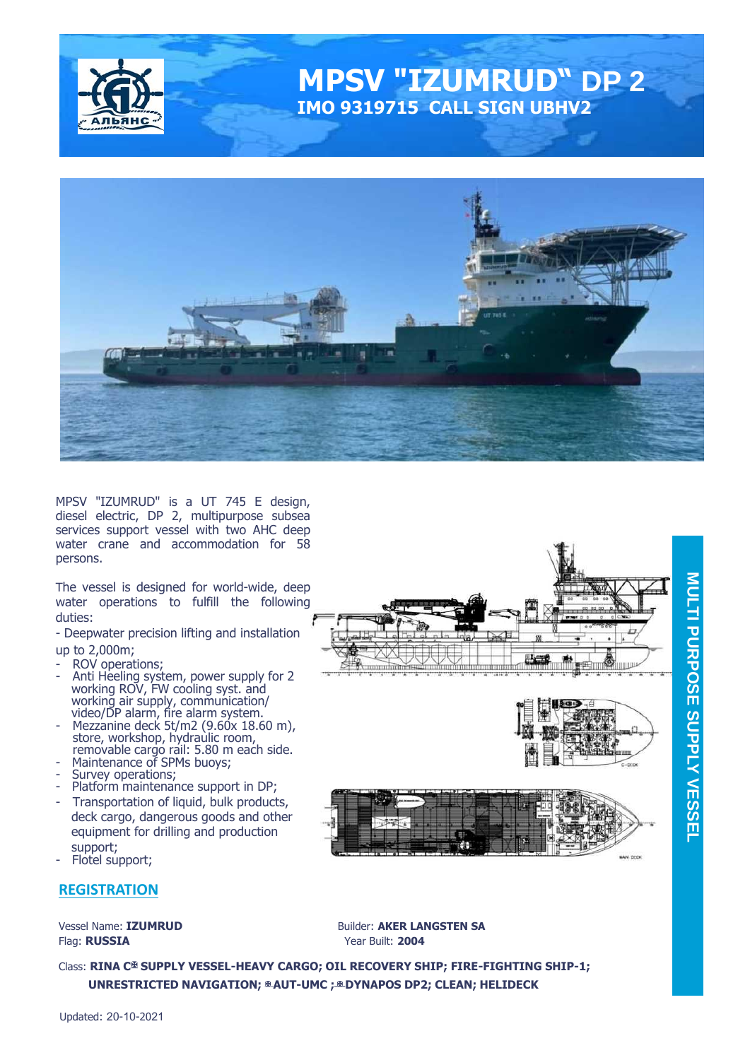# MPSV "IZUMRUD" DP 2

**IMO 9319715 CALL SIGN UBHV2**

MULTI PURPOSE SUPPLY VESSEL

MPSV "IZUMRUD" is a UT 745 E design, diesel electric, DP 2, multipurpose subsea services support vessel with two AHC deep water crane and accommodation for 58 persons.

The vessel is designed for world-wide, deep water operations to fulfill the following duties:

- Deepwater precision lifting and installation up to 2,000m;
- ROV operations;
- Anti Heeling system, power supply for 2 working ROV, FW cooling syst. and working air supply, communication/ video/DP alarm, fire alarm system.
- Mezzanine deck 5t/m2 (9.60x 18.60 m), store, workshop, hydraulic room, removable cargo rail: 5.80 m each side.
- Maintenance of SPMs buoys;
- Survey operations;
- Platform maintenance support in DP;
- Transportation of liquid, bulk products, deck cargo, dangerous goods and other equipment for drilling and production support;
- Flotel support;

## REGISTRATION

Vessel Name: **IZUMRUD**
Flag: **RUSSIA**

Builder: **AKER LANGSTEN SA**
Year Built: **2004**

Class: **RINA C✠ SUPPLY VESSEL-HEAVY CARGO; OIL RECOVERY SHIP; FIRE-FIGHTING SHIP-1; UNRESTRICTED NAVIGATION; ✠AUT-UMC ;✠DYNAPOS DP2; CLEAN; HELIDECK**

Updated: 20-10-2021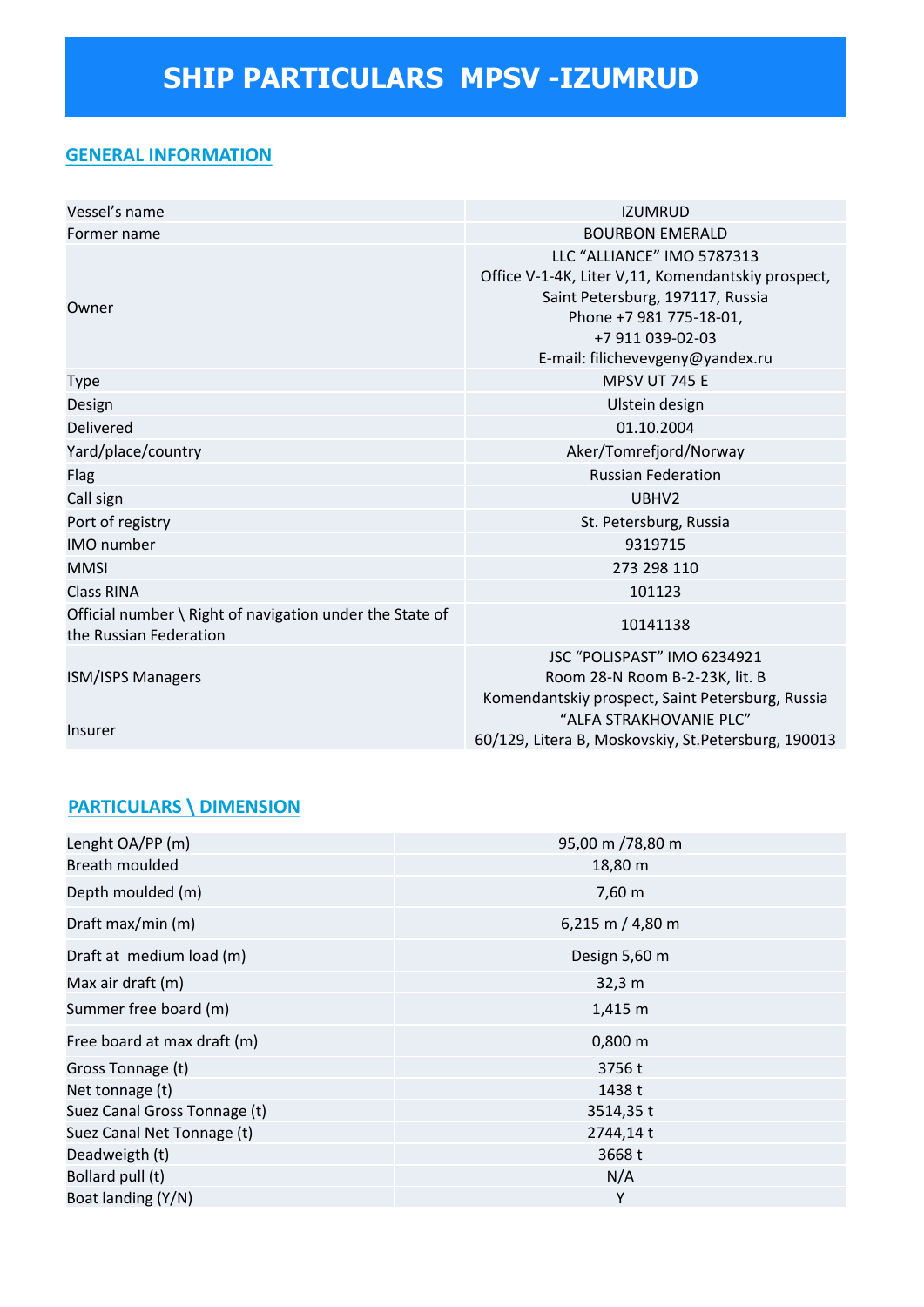# SHIP PARTICULARS MPSV -IZUMRUD

## GENERAL INFORMATION

| | |
|---|---|
| Vessel's name | IZUMRUD |
| Former name | BOURBON EMERALD |
| Owner | LLC "ALLIANCE" IMO 5787313<br>Office V-1-4K, Liter V,11, Komendantskiy prospect, Saint Petersburg, 197117, Russia<br>Phone +7 981 775-18-01,<br>+7 911 039-02-03<br>E-mail: filichevevgeny@yandex.ru |
| Type | MPSV UT 745 E |
| Design | Ulstein design |
| Delivered | 01.10.2004 |
| Yard/place/country | Aker/Tomrefjord/Norway |
| Flag | Russian Federation |
| Call sign | UBHV2 |
| Port of registry | St. Petersburg, Russia |
| IMO number | 9319715 |
| MMSI | 273 298 110 |
| Class RINA | 101123 |
| Official number \ Right of navigation under the State of the Russian Federation | 10141138 |
| ISM/ISPS Managers | JSC "POLISPAST" IMO 6234921<br>Room 28-N Room B-2-23K, lit. B<br>Komendantskiy prospect, Saint Petersburg, Russia |
| Insurer | "ALFA STRAKHOVANIE PLC"<br>60/129, Litera B, Moskovskiy, St.Petersburg, 190013 |

## PARTICULARS \ DIMENSION

| | |
|---|---|
| Lenght OA/PP (m) | 95,00 m /78,80 m |
| Breath moulded | 18,80 m |
| Depth moulded (m) | 7,60 m |
| Draft max/min (m) | 6,215 m / 4,80 m |
| Draft at medium load (m) | Design 5,60 m |
| Max air draft (m) | 32,3 m |
| Summer free board (m) | 1,415 m |
| Free board at max draft (m) | 0,800 m |
| Gross Tonnage (t) | 3756 t |
| Net tonnage (t) | 1438 t |
| Suez Canal Gross Tonnage (t) | 3514,35 t |
| Suez Canal Net Tonnage (t) | 2744,14 t |
| Deadweigth (t) | 3668 t |
| Bollard pull (t) | N/A |
| Boat landing (Y/N) | Y |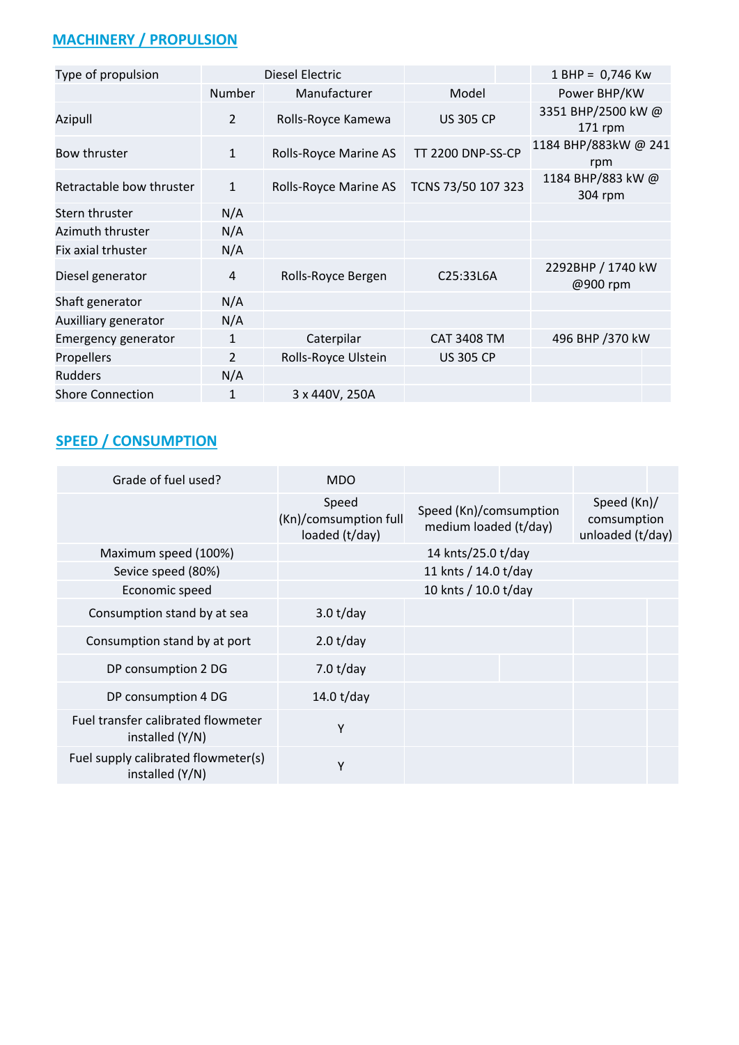## MACHINERY / PROPULSION

| Type of propulsion | Diesel Electric | | | 1 BHP = 0,746 Kw |
|---|---|---|---|---|
| | Number | Manufacturer | Model | Power BHP/KW |
| Azipull | 2 | Rolls-Royce Kamewa | US 305 CP | 3351 BHP/2500 kW @ 171 rpm |
| Bow thruster | 1 | Rolls-Royce Marine AS | TT 2200 DNP-SS-CP | 1184 BHP/883kW @ 241 rpm |
| Retractable bow thruster | 1 | Rolls-Royce Marine AS | TCNS 73/50 107 323 | 1184 BHP/883 kW @ 304 rpm |
| Stern thruster | N/A | | | |
| Azimuth thruster | N/A | | | |
| Fix axial trhuster | N/A | | | |
| Diesel generator | 4 | Rolls-Royce Bergen | C25:33L6A | 2292BHP / 1740 kW @900 rpm |
| Shaft generator | N/A | | | |
| Auxilliary generator | N/A | | | |
| Emergency generator | 1 | Caterpilar | CAT 3408 TM | 496 BHP /370 kW |
| Propellers | 2 | Rolls-Royce Ulstein | US 305 CP | |
| Rudders | N/A | | | |
| Shore Connection | 1 | 3 x 440V, 250A | | |

## SPEED / CONSUMPTION

| Grade of fuel used? | MDO | | |
|---|---|---|---|
| | Speed (Kn)/comsumption full loaded (t/day) | Speed (Kn)/comsumption medium loaded (t/day) | Speed (Kn)/ comsumption unloaded (t/day) |
| Maximum speed (100%) | 14 knts/25.0 t/day | | |
| Sevice speed (80%) | 11 knts / 14.0 t/day | | |
| Economic speed | 10 knts / 10.0 t/day | | |
| Consumption stand by at sea | 3.0 t/day | | |
| Consumption stand by at port | 2.0 t/day | | |
| DP consumption 2 DG | 7.0 t/day | | |
| DP consumption 4 DG | 14.0 t/day | | |
| Fuel transfer calibrated flowmeter installed (Y/N) | Y | | |
| Fuel supply calibrated flowmeter(s) installed (Y/N) | Y | | |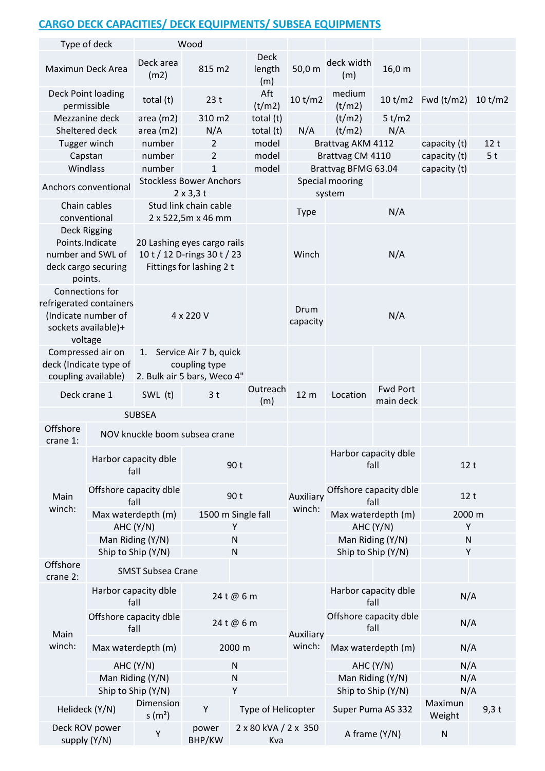## CARGO DECK CAPACITIES/ DECK EQUIPMENTS/ SUBSEA EQUIPMENTS

| Type of deck | Wood | | | | | | | |
|---|---|---|---|---|---|---|---|---|
| Maximun Deck Area | Deck area (m2) | 815 m2 | Deck length (m) | 50,0 m | deck width (m) | 16,0 m | | |
| Deck Point loading permissible | total (t) | 23 t | Aft (t/m2) | 10 t/m2 | medium (t/m2) | 10 t/m2 | Fwd (t/m2) | 10 t/m2 |
| Mezzanine deck | area (m2) | 310 m2 | total (t) | | (t/m2) | 5 t/m2 | | |
| Sheltered deck | area (m2) | N/A | total (t) | N/A | (t/m2) | N/A | | |
| Tugger winch | number | 2 | model | Brattvag AKM 4112 | | | capacity (t) | 12 t |
| Capstan | number | 2 | model | Brattvag CM 4110 | | | capacity (t) | 5 t |
| Windlass | number | 1 | model | Brattvag BFMG 63.04 | | | capacity (t) | |
| Anchors conventional | Stockless Bower Anchors 2 x 3,3 t | | | Special mooring system | | | | |
| Chain cables conventional | Stud link chain cable 2 x 522,5m x 46 mm | | | Type | N/A | | | |
| Deck Rigging Points.Indicate number and SWL of deck cargo securing points. | 20 Lashing eyes cargo rails 10 t / 12 D-rings 30 t / 23 Fittings for lashing 2 t | | | Winch | N/A | | | |
| Connections for refrigerated containers (Indicate number of sockets available)+ voltage | 4 x 220 V | | | Drum capacity | N/A | | | |
| Compressed air on deck (Indicate type of coupling available) | 1. Service Air 7 b, quick coupling type 2. Bulk air 5 bars, Weco 4" | | | | | | | |
| Deck crane 1 | SWL (t) | 3 t | Outreach (m) | 12 m | Location | Fwd Port main deck | | |

| SUBSEA | | | | | |
|---|---|---|---|---|---|
| Offshore crane 1: | NOV knuckle boom subsea crane | | | | |
| Main winch: | Harbor capacity dble fall | 90 t | Auxiliary winch: | Harbor capacity dble fall | 12 t |
| | Offshore capacity dble fall | 90 t | | Offshore capacity dble fall | 12 t |
| | Max waterdepth (m) | 1500 m Single fall | | Max waterdepth (m) | 2000 m |
| | AHC (Y/N) | Y | | AHC (Y/N) | Y |
| | Man Riding (Y/N) | N | | Man Riding (Y/N) | N |
| | Ship to Ship (Y/N) | N | | Ship to Ship (Y/N) | Y |
| Offshore crane 2: | SMST Subsea Crane | | | | |
| Main winch: | Harbor capacity dble fall | 24 t @ 6 m | Auxiliary winch: | Harbor capacity dble fall | N/A |
| | Offshore capacity dble fall | 24 t @ 6 m | | Offshore capacity dble fall | N/A |
| | Max waterdepth (m) | 2000 m | | Max waterdepth (m) | N/A |
| | AHC (Y/N) | N | | AHC (Y/N) | N/A |
| | Man Riding (Y/N) | N | | Man Riding (Y/N) | N/A |
| | Ship to Ship (Y/N) | Y | | Ship to Ship (Y/N) | N/A |

| Helideck (Y/N) | Dimensions (m²) | Y | Type of Helicopter | Super Puma AS 332 | Maximun Weight | 9,3 t |
|---|---|---|---|---|---|---|
| Deck ROV power supply (Y/N) | Y | power BHP/KW | 2 x 80 kVA / 2 x 350 Kva | A frame (Y/N) | N | |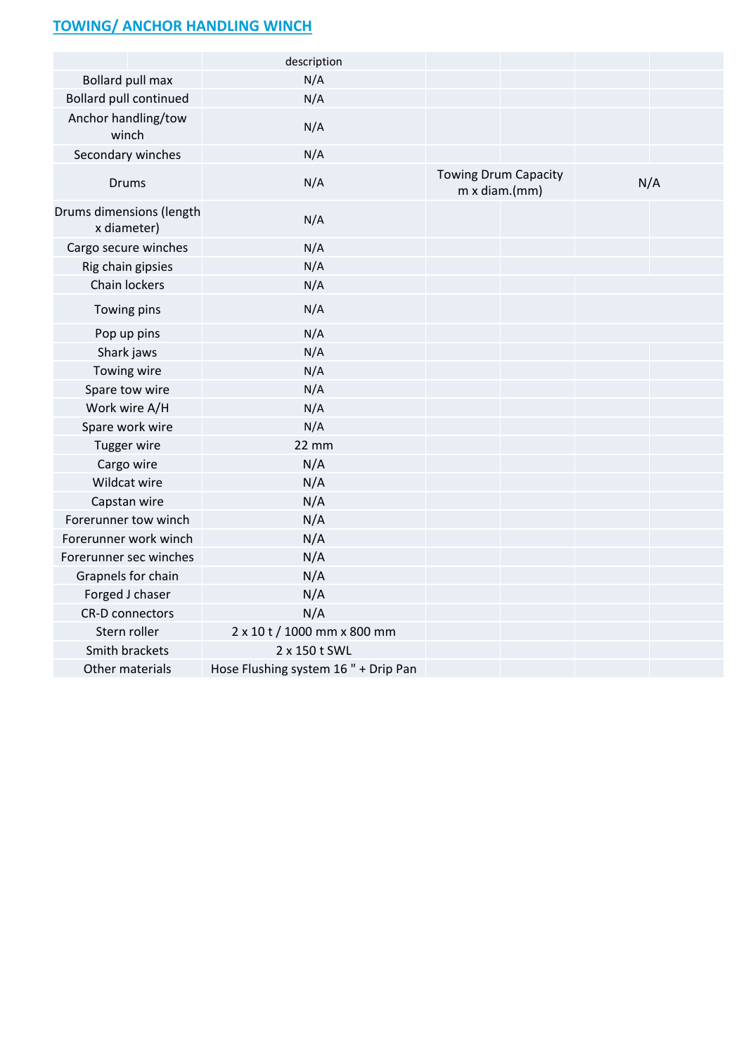## TOWING/ ANCHOR HANDLING WINCH

| | description | | |
|---|---|---|---|
| Bollard pull max | N/A | | |
| Bollard pull continued | N/A | | |
| Anchor handling/tow winch | N/A | | |
| Secondary winches | N/A | | |
| Drums | N/A | Towing Drum Capacity m x diam.(mm) | N/A |
| Drums dimensions (length x diameter) | N/A | | |
| Cargo secure winches | N/A | | |
| Rig chain gipsies | N/A | | |
| Chain lockers | N/A | | |
| Towing pins | N/A | | |
| Pop up pins | N/A | | |
| Shark jaws | N/A | | |
| Towing wire | N/A | | |
| Spare tow wire | N/A | | |
| Work wire A/H | N/A | | |
| Spare work wire | N/A | | |
| Tugger wire | 22 mm | | |
| Cargo wire | N/A | | |
| Wildcat wire | N/A | | |
| Capstan wire | N/A | | |
| Forerunner tow winch | N/A | | |
| Forerunner work winch | N/A | | |
| Forerunner sec winches | N/A | | |
| Grapnels for chain | N/A | | |
| Forged J chaser | N/A | | |
| CR-D connectors | N/A | | |
| Stern roller | 2 x 10 t / 1000 mm x 800 mm | | |
| Smith brackets | 2 x 150 t SWL | | |
| Other materials | Hose Flushing system 16 " + Drip Pan | | |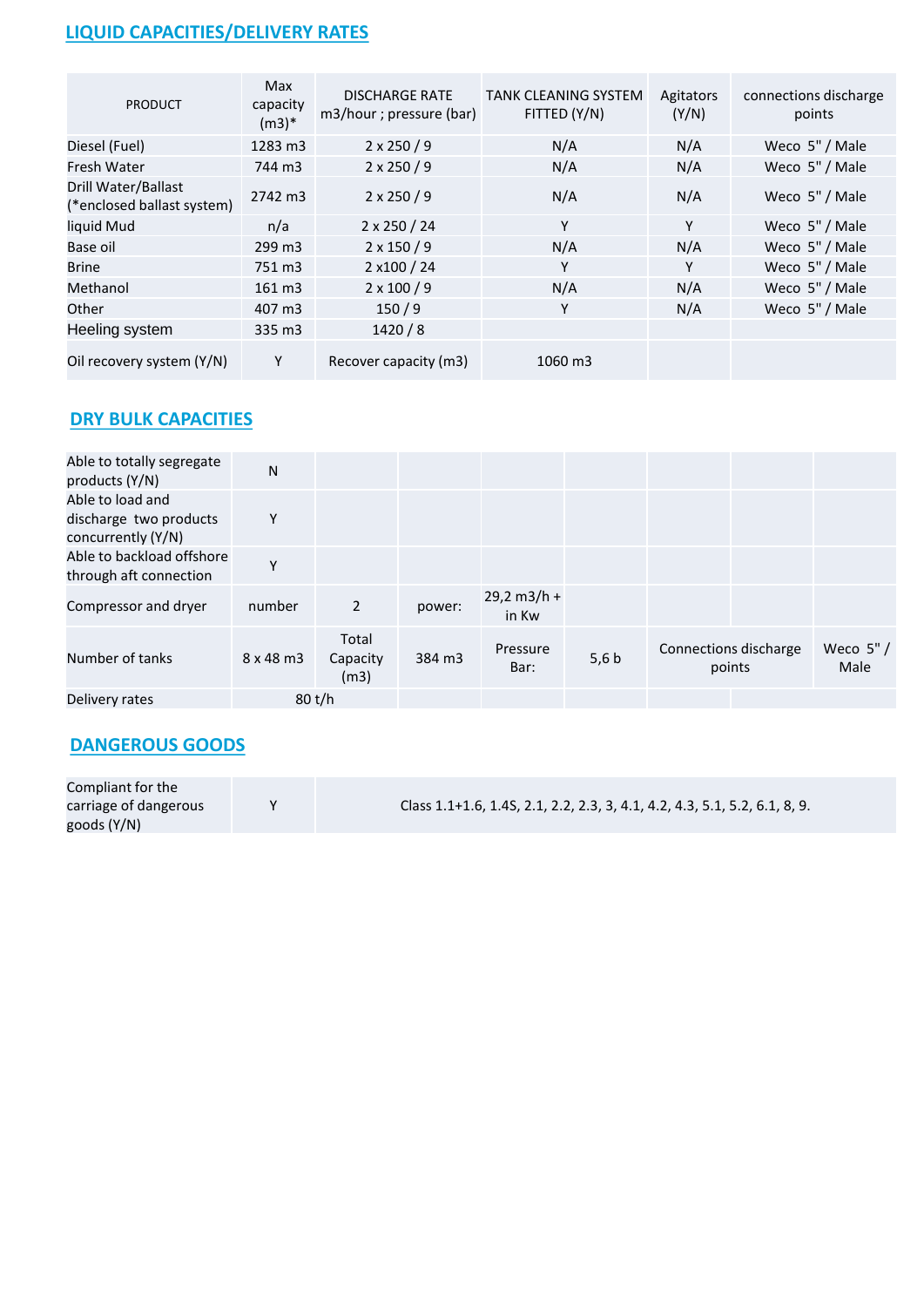## LIQUID CAPACITIES/DELIVERY RATES

| PRODUCT | Max capacity (m3)* | DISCHARGE RATE m3/hour ; pressure (bar) | TANK CLEANING SYSTEM FITTED (Y/N) | Agitators (Y/N) | connections discharge points |
|---|---|---|---|---|---|
| Diesel (Fuel) | 1283 m3 | 2 x 250 / 9 | N/A | N/A | Weco 5" / Male |
| Fresh Water | 744 m3 | 2 x 250 / 9 | N/A | N/A | Weco 5" / Male |
| Drill Water/Ballast (*enclosed ballast system) | 2742 m3 | 2 x 250 / 9 | N/A | N/A | Weco 5" / Male |
| liquid Mud | n/a | 2 x 250 / 24 | Y | Y | Weco 5" / Male |
| Base oil | 299 m3 | 2 x 150 / 9 | N/A | N/A | Weco 5" / Male |
| Brine | 751 m3 | 2 x100 / 24 | Y | Y | Weco 5" / Male |
| Methanol | 161 m3 | 2 x 100 / 9 | N/A | N/A | Weco 5" / Male |
| Other | 407 m3 | 150 / 9 | Y | N/A | Weco 5" / Male |
| Heeling system | 335 m3 | 1420 / 8 | | | |
| Oil recovery system (Y/N) | Y | Recover capacity (m3) | 1060 m3 | | |

## DRY BULK CAPACITIES

| | | | | | | | | |
|---|---|---|---|---|---|---|---|---|
| Able to totally segregate products (Y/N) | N | | | | | | | |
| Able to load and discharge two products concurrently (Y/N) | Y | | | | | | | |
| Able to backload offshore through aft connection | Y | | | | | | | |
| Compressor and dryer | number | 2 | power: | 29,2 m3/h + in Kw | | | | |
| Number of tanks | 8 x 48 m3 | Total Capacity (m3) | 384 m3 | Pressure Bar: | 5,6 b | Connections discharge points | | Weco 5" / Male |
| Delivery rates | 80 t/h | | | | | | | |

## DANGEROUS GOODS

| | | |
|---|---|---|
| Compliant for the carriage of dangerous goods (Y/N) | Y | Class 1.1+1.6, 1.4S, 2.1, 2.2, 2.3, 3, 4.1, 4.2, 4.3, 5.1, 5.2, 6.1, 8, 9. |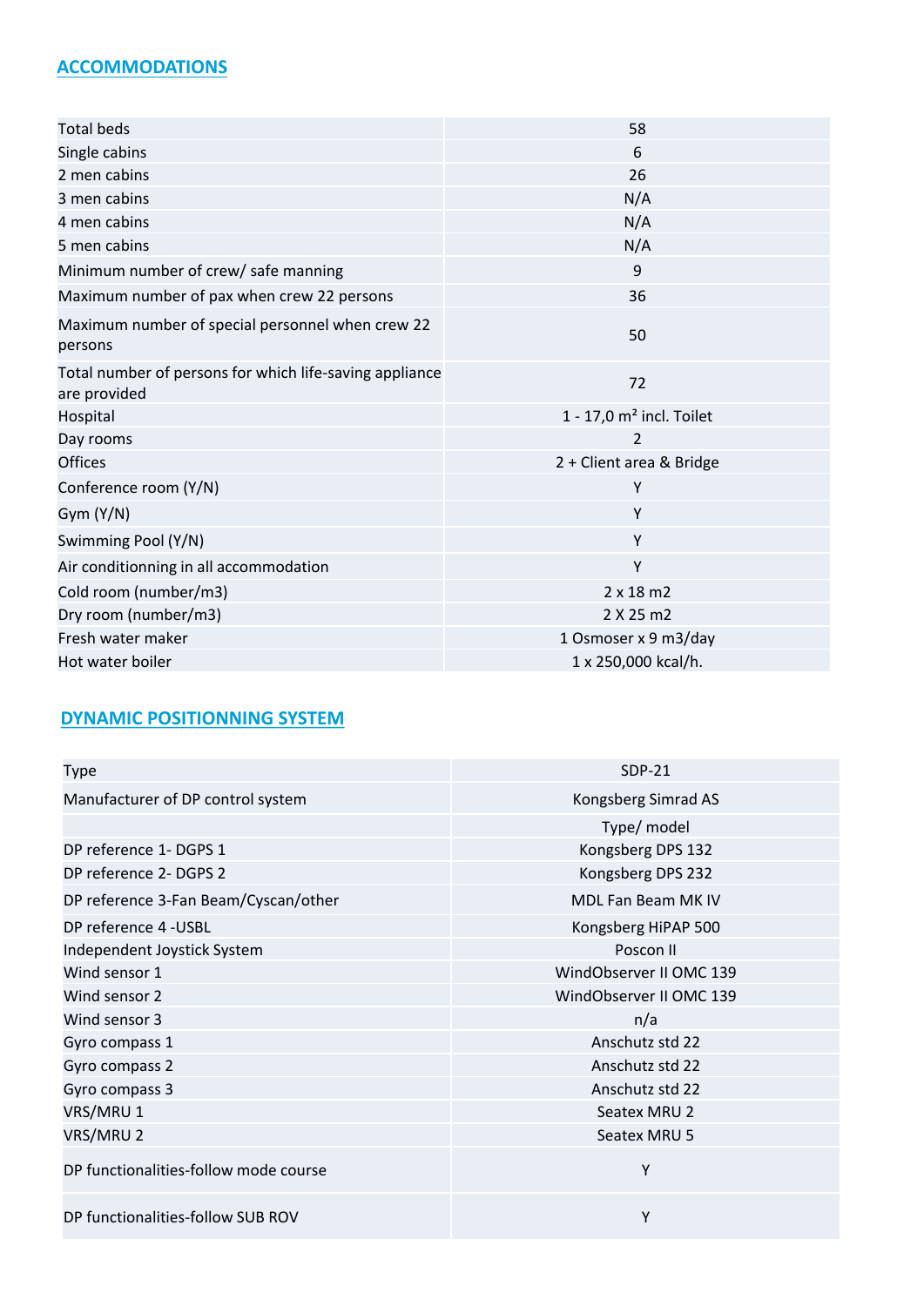## ACCOMMODATIONS

| | |
|---|---|
| Total beds | 58 |
| Single cabins | 6 |
| 2 men cabins | 26 |
| 3 men cabins | N/A |
| 4 men cabins | N/A |
| 5 men cabins | N/A |
| Minimum number of crew/ safe manning | 9 |
| Maximum number of pax when crew 22 persons | 36 |
| Maximum number of special personnel when crew 22 persons | 50 |
| Total number of persons for which life-saving appliance are provided | 72 |
| Hospital | 1 - 17,0 m² incl. Toilet |
| Day rooms | 2 |
| Offices | 2 + Client area & Bridge |
| Conference room (Y/N) | Y |
| Gym (Y/N) | Y |
| Swimming Pool (Y/N) | Y |
| Air conditionning in all accommodation | Y |
| Cold room (number/m3) | 2 x 18 m2 |
| Dry room (number/m3) | 2 X 25 m2 |
| Fresh water maker | 1 Osmoser x 9 m3/day |
| Hot water boiler | 1 x 250,000 kcal/h. |

## DYNAMIC POSITIONNING SYSTEM

| | |
|---|---|
| Type | SDP-21 |
| Manufacturer of DP control system | Kongsberg Simrad AS |
| | Type/ model |
| DP reference 1- DGPS 1 | Kongsberg DPS 132 |
| DP reference 2- DGPS 2 | Kongsberg DPS 232 |
| DP reference 3-Fan Beam/Cyscan/other | MDL Fan Beam MK IV |
| DP reference 4 -USBL | Kongsberg HiPAP 500 |
| Independent Joystick System | Poscon II |
| Wind sensor 1 | WindObserver II OMC 139 |
| Wind sensor 2 | WindObserver II OMC 139 |
| Wind sensor 3 | n/a |
| Gyro compass 1 | Anschutz std 22 |
| Gyro compass 2 | Anschutz std 22 |
| Gyro compass 3 | Anschutz std 22 |
| VRS/MRU 1 | Seatex MRU 2 |
| VRS/MRU 2 | Seatex MRU 5 |
| DP functionalities-follow mode course | Y |
| DP functionalities-follow SUB ROV | Y |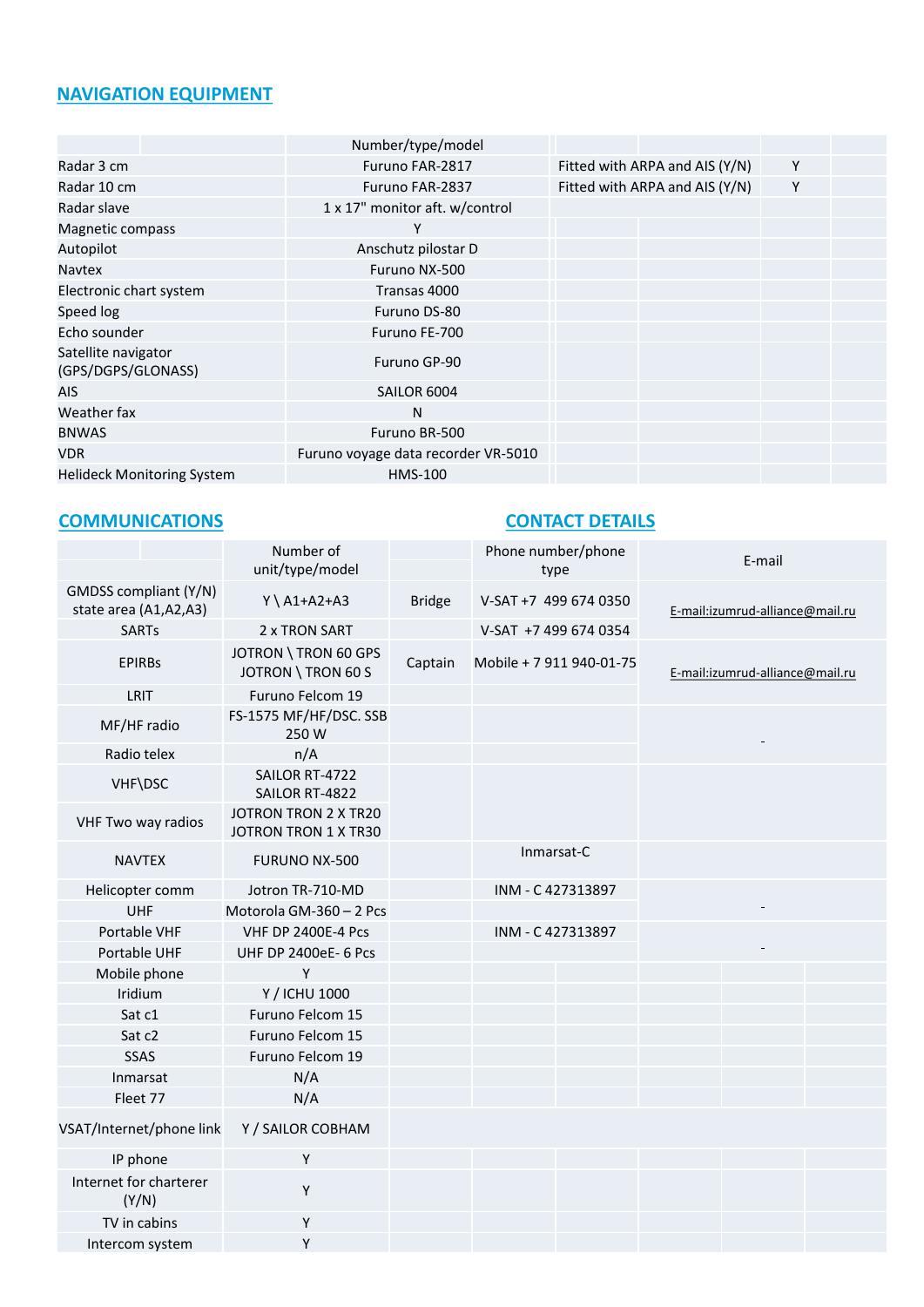## NAVIGATION EQUIPMENT

| | Number/type/model | | |
|---|---|---|---|
| Radar 3 cm | Furuno FAR-2817 | Fitted with ARPA and AIS (Y/N) | Y |
| Radar 10 cm | Furuno FAR-2837 | Fitted with ARPA and AIS (Y/N) | Y |
| Radar slave | 1 x 17" monitor aft. w/control | | |
| Magnetic compass | Y | | |
| Autopilot | Anschutz pilostar D | | |
| Navtex | Furuno NX-500 | | |
| Electronic chart system | Transas 4000 | | |
| Speed log | Furuno DS-80 | | |
| Echo sounder | Furuno FE-700 | | |
| Satellite navigator (GPS/DGPS/GLONASS) | Furuno GP-90 | | |
| AIS | SAILOR 6004 | | |
| Weather fax | N | | |
| BNWAS | Furuno BR-500 | | |
| VDR | Furuno voyage data recorder VR-5010 | | |
| Helideck Monitoring System | HMS-100 | | |

## COMMUNICATIONS

| | Number of unit/type/model |
|---|---|
| GMDSS compliant (Y/N) state area (A1,A2,A3) | Y \ A1+A2+A3 |
| SARTs | 2 x TRON SART |
| EPIRBs | JOTRON \ TRON 60 GPS JOTRON \ TRON 60 S |
| LRIT | Furuno Felcom 19 |
| MF/HF radio | FS-1575 MF/HF/DSC. SSB 250 W |
| Radio telex | n/A |
| VHF\DSC | SAILOR RT-4722 SAILOR RT-4822 |
| VHF Two way radios | JOTRON TRON 2 X TR20 JOTRON TRON 1 X TR30 |
| NAVTEX | FURUNO NX-500 |
| Helicopter comm | Jotron TR-710-MD |
| UHF | Motorola GM-360 – 2 Pcs |
| Portable VHF | VHF DP 2400E-4 Pcs |
| Portable UHF | UHF DP 2400eE- 6 Pcs |
| Mobile phone | Y |
| Iridium | Y / ICHU 1000 |
| Sat c1 | Furuno Felcom 15 |
| Sat c2 | Furuno Felcom 15 |
| SSAS | Furuno Felcom 19 |
| Inmarsat | N/A |
| Fleet 77 | N/A |
| VSAT/Internet/phone link | Y / SAILOR COBHAM |
| IP phone | Y |
| Internet for charterer (Y/N) | Y |
| TV in cabins | Y |
| Intercom system | Y |

## CONTACT DETAILS

| | Phone number/phone type | E-mail |
|---|---|---|
| Bridge | V-SAT +7 499 674 0350 | E-mail:izumrud-alliance@mail.ru |
| | V-SAT +7 499 674 0354 | |
| Captain | Mobile + 7 911 940-01-75 | E-mail:izumrud-alliance@mail.ru |
| | | - |
| | Inmarsat-C | |
| | INM - C 427313897 | - |
| | INM - C 427313897 | - |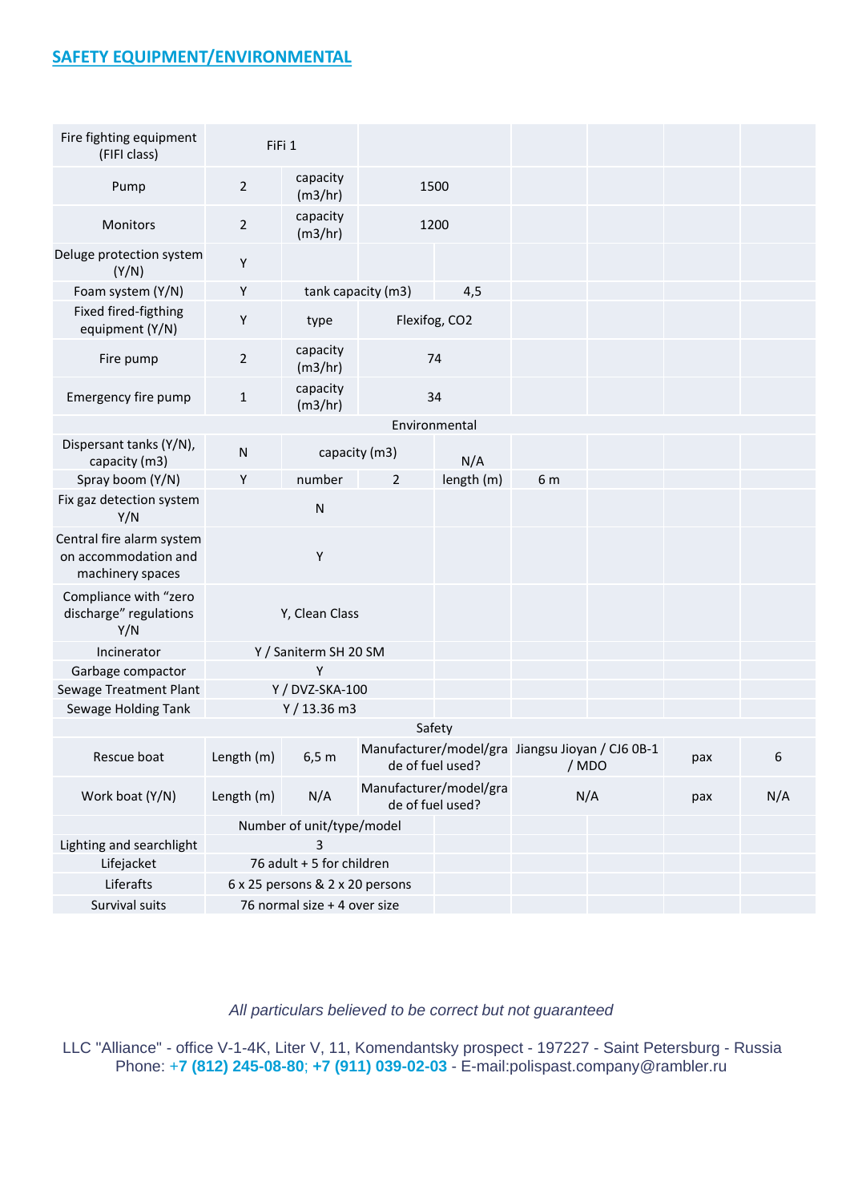## SAFETY EQUIPMENT/ENVIRONMENTAL

| | | | | | | | | |
|---|---|---|---|---|---|---|---|---|
| Fire fighting equipment (FIFI class) | FiFi 1 | | | | | | | |
| Pump | 2 | capacity (m3/hr) | 1500 | | | | | |
| Monitors | 2 | capacity (m3/hr) | 1200 | | | | | |
| Deluge protection system (Y/N) | Y | | | | | | | |
| Foam system (Y/N) | Y | tank capacity (m3) | | 4,5 | | | | |
| Fixed fired-figthing equipment (Y/N) | Y | type | Flexifog, CO2 | | | | | |
| Fire pump | 2 | capacity (m3/hr) | 74 | | | | | |
| Emergency fire pump | 1 | capacity (m3/hr) | 34 | | | | | |
| Environmental | | | | | | | | |
| Dispersant tanks (Y/N), capacity (m3) | N | capacity (m3) | | N/A | | | | |
| Spray boom (Y/N) | Y | number | 2 | length (m) | 6 m | | | |
| Fix gaz detection system Y/N | N | | | | | | | |
| Central fire alarm system on accommodation and machinery spaces | Y | | | | | | | |
| Compliance with “zero discharge” regulations Y/N | Y, Clean Class | | | | | | | |
| Incinerator | Y / Saniterm SH 20 SM | | | | | | | |
| Garbage compactor | Y | | | | | | | |
| Sewage Treatment Plant | Y / DVZ-SKA-100 | | | | | | | |
| Sewage Holding Tank | Y / 13.36 m3 | | | | | | | |
| Safety | | | | | | | | |
| Rescue boat | Length (m) | 6,5 m | Manufacturer/model/grade of fuel used? | Jiangsu Jioyan / CJ6 0B-1 / MDO | | pax | 6 | |
| Work boat (Y/N) | Length (m) | N/A | Manufacturer/model/grade of fuel used? | N/A | | pax | N/A | |
| | Number of unit/type/model | | | | | | | |
| Lighting and searchlight | 3 | | | | | | | |
| Lifejacket | 76 adult + 5 for children | | | | | | | |
| Liferafts | 6 x 25 persons & 2 x 20 persons | | | | | | | |
| Survival suits | 76 normal size + 4 over size | | | | | | | |

*All particulars believed to be correct but not guaranteed*

LLC "Alliance" - office V-1-4K, Liter V, 11, Komendantsky prospect - 197227 - Saint Petersburg - Russia
Phone: +7 (812) 245-08-80; +7 (911) 039-02-03 - E-mail:polispast.company@rambler.ru